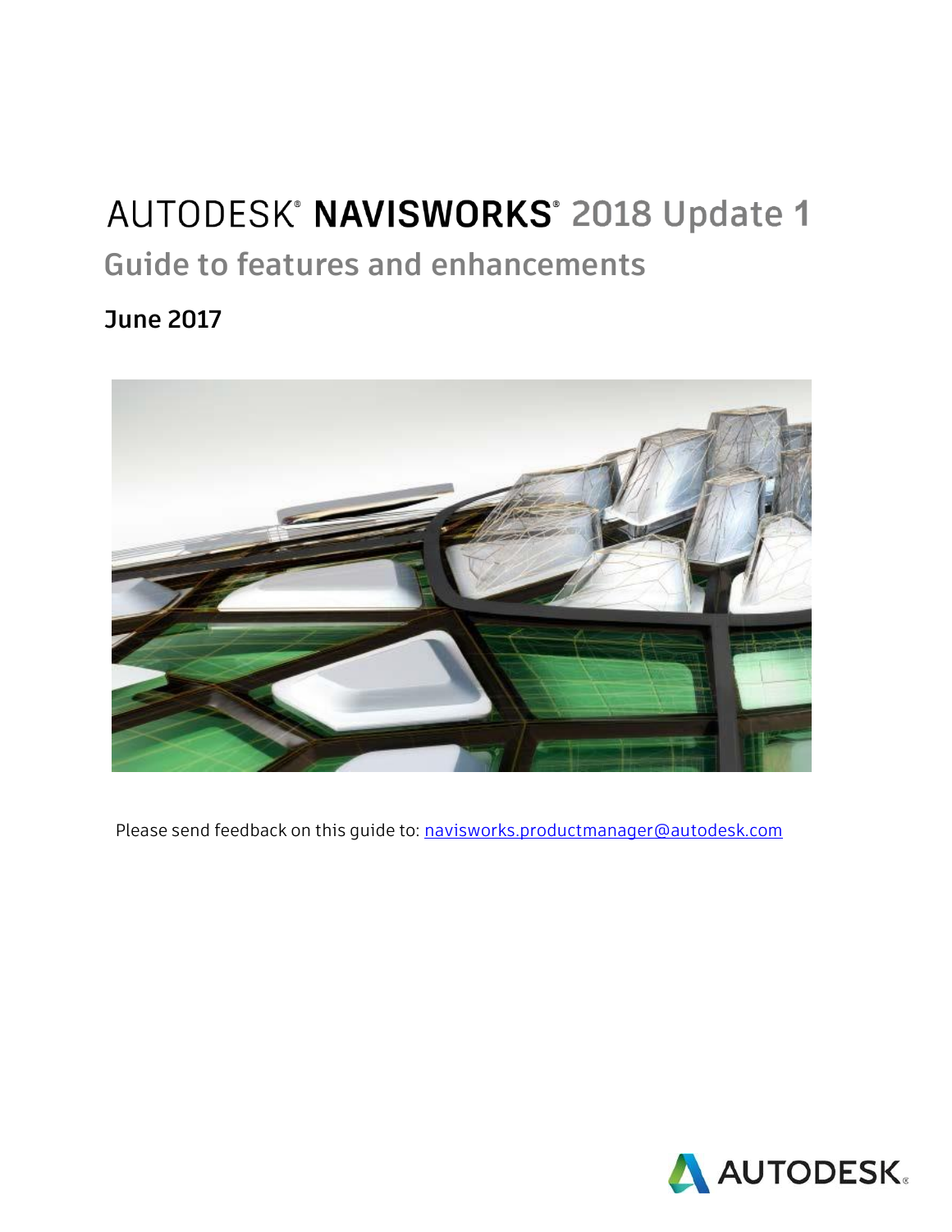# AUTODESK® NAVISWORKS® 2018 Update 1

## Guide to features and enhancements

### June 2017

Please send feedback on this guide to: [navisworks.productmanager@autodesk.com](mailto:navisworks.productmanager@autodesk.com)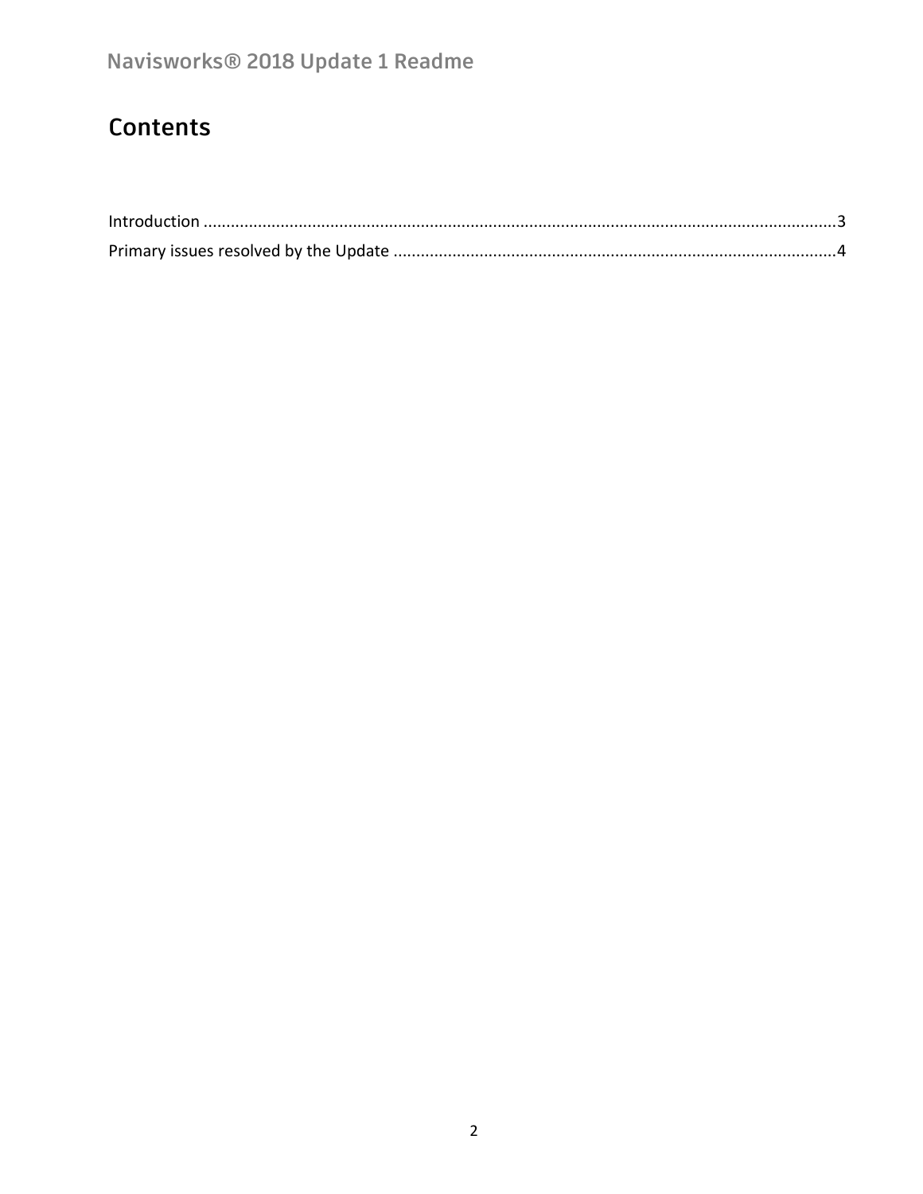# Contents

Introduction ....................................................................................................................................3
Primary issues resolved by the Update ...............................................................................................4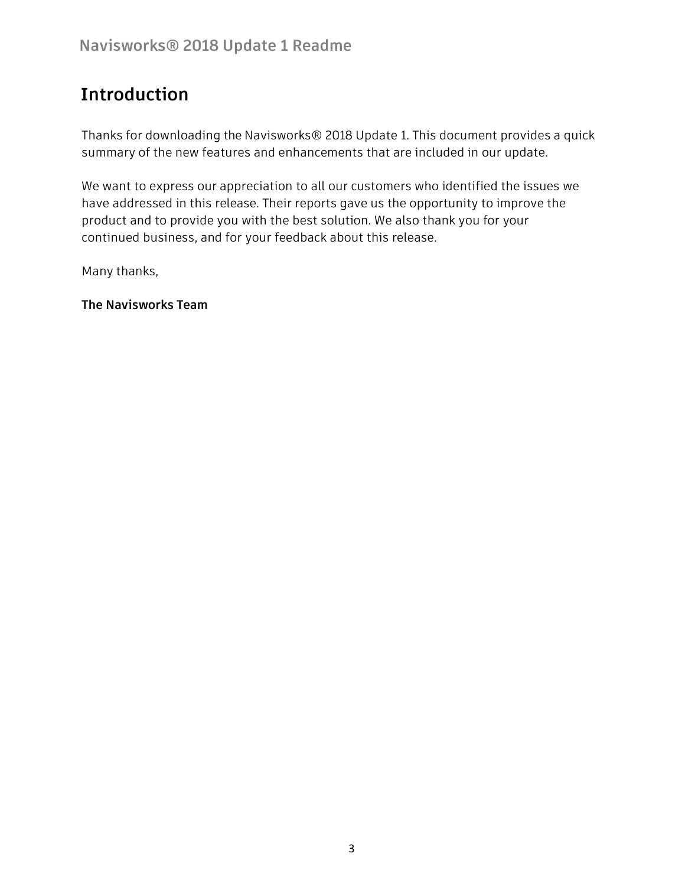# Introduction

Thanks for downloading the Navisworks® 2018 Update 1. This document provides a quick summary of the new features and enhancements that are included in our update.

We want to express our appreciation to all our customers who identified the issues we have addressed in this release. Their reports gave us the opportunity to improve the product and to provide you with the best solution. We also thank you for your continued business, and for your feedback about this release.

Many thanks,

**The Navisworks Team**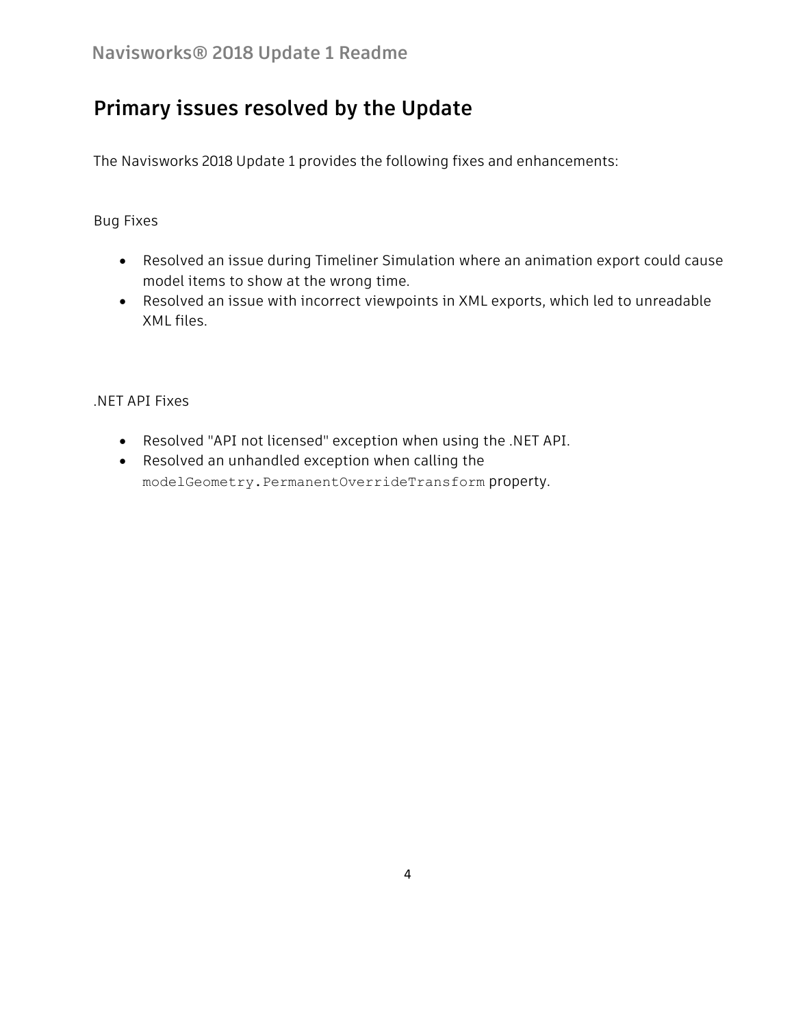## Primary issues resolved by the Update

The Navisworks 2018 Update 1 provides the following fixes and enhancements:

Bug Fixes

- Resolved an issue during Timeliner Simulation where an animation export could cause model items to show at the wrong time.
- Resolved an issue with incorrect viewpoints in XML exports, which led to unreadable XML files.

.NET API Fixes

- Resolved "API not licensed" exception when using the .NET API.
- Resolved an unhandled exception when calling the `modelGeometry.PermanentOverrideTransform` property.